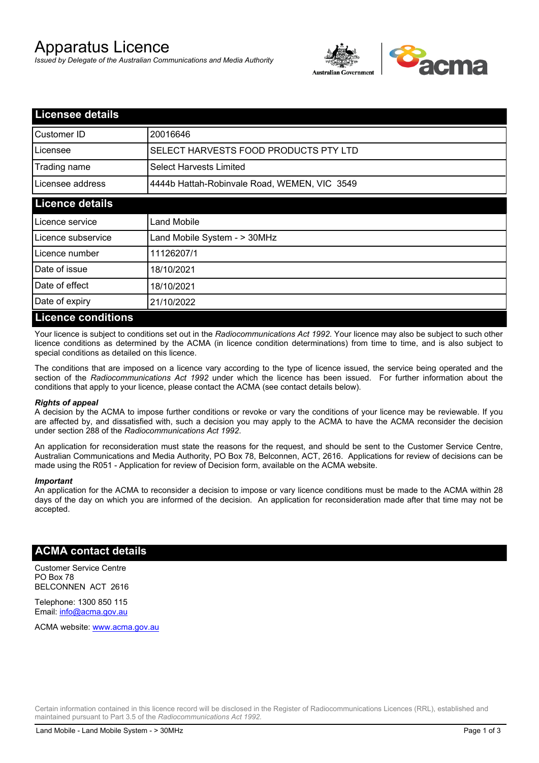# Apparatus Licence

*Issued by Delegate of the Australian Communications and Media Authority*

## Licensee details

| | |
|---|---|
| Customer ID | 20016646 |
| Licensee | SELECT HARVESTS FOOD PRODUCTS PTY LTD |
| Trading name | Select Harvests Limited |
| Licensee address | 4444b Hattah-Robinvale Road, WEMEN, VIC 3549 |

## Licence details

| | |
|---|---|
| Licence service | Land Mobile |
| Licence subservice | Land Mobile System - > 30MHz |
| Licence number | 11126207/1 |
| Date of issue | 18/10/2021 |
| Date of effect | 18/10/2021 |
| Date of expiry | 21/10/2022 |

## Licence conditions

Your licence is subject to conditions set out in the *Radiocommunications Act 1992*. Your licence may also be subject to such other licence conditions as determined by the ACMA (in licence condition determinations) from time to time, and is also subject to special conditions as detailed on this licence.

The conditions that are imposed on a licence vary according to the type of licence issued, the service being operated and the section of the *Radiocommunications Act 1992* under which the licence has been issued. For further information about the conditions that apply to your licence, please contact the ACMA (see contact details below).

***Rights of appeal***

A decision by the ACMA to impose further conditions or revoke or vary the conditions of your licence may be reviewable. If you are affected by, and dissatisfied with, such a decision you may apply to the ACMA to have the ACMA reconsider the decision under section 288 of the *Radiocommunications Act 1992*.

An application for reconsideration must state the reasons for the request, and should be sent to the Customer Service Centre, Australian Communications and Media Authority, PO Box 78, Belconnen, ACT, 2616. Applications for review of decisions can be made using the R051 - Application for review of Decision form, available on the ACMA website.

***Important***

An application for the ACMA to reconsider a decision to impose or vary licence conditions must be made to the ACMA within 28 days of the day on which you are informed of the decision. An application for reconsideration made after that time may not be accepted.

## ACMA contact details

Customer Service Centre
PO Box 78
BELCONNEN ACT 2616

Telephone: 1300 850 115
Email: info@acma.gov.au

ACMA website: www.acma.gov.au

Certain information contained in this licence record will be disclosed in the Register of Radiocommunications Licences (RRL), established and maintained pursuant to Part 3.5 of the *Radiocommunications Act 1992.*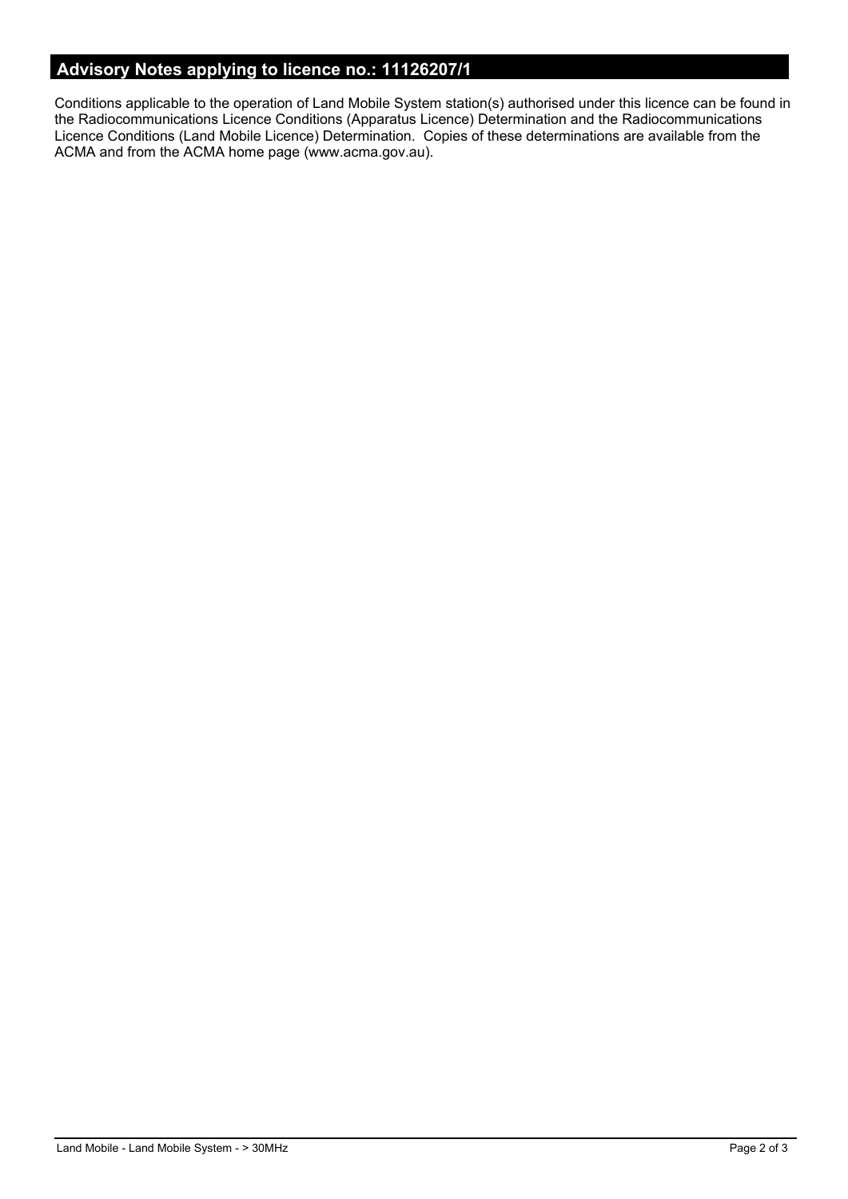## Advisory Notes applying to licence no.: 11126207/1

Conditions applicable to the operation of Land Mobile System station(s) authorised under this licence can be found in the Radiocommunications Licence Conditions (Apparatus Licence) Determination and the Radiocommunications Licence Conditions (Land Mobile Licence) Determination. Copies of these determinations are available from the ACMA and from the ACMA home page (www.acma.gov.au).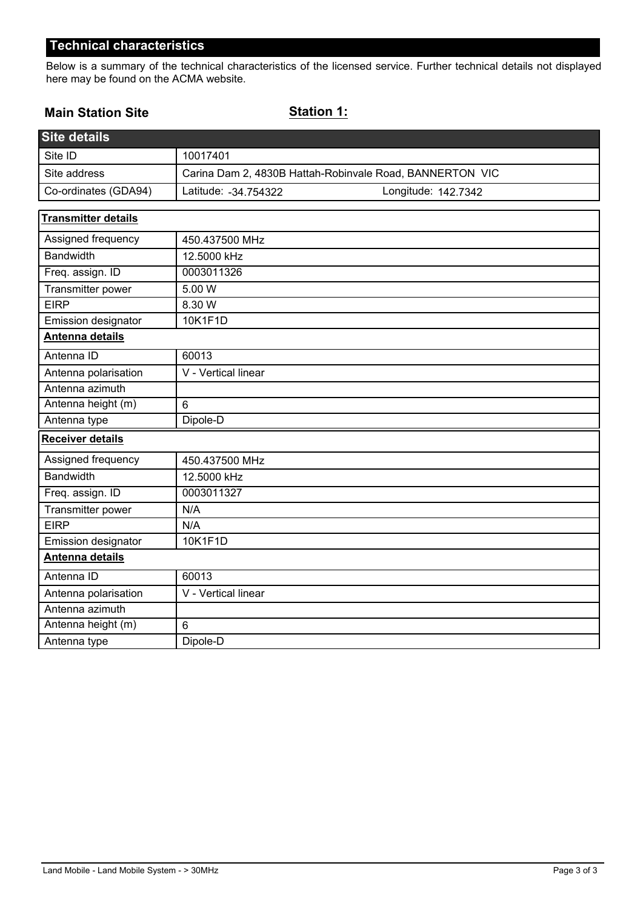## Technical characteristics

Below is a summary of the technical characteristics of the licensed service. Further technical details not displayed here may be found on the ACMA website.

**Main Station Site** **Station 1:**

| Site details | | |
|---|---|---|
| Site ID | 10017401 | |
| Site address | Carina Dam 2, 4830B Hattah-Robinvale Road, BANNERTON VIC | |
| Co-ordinates (GDA94) | Latitude: -34.754322 | Longitude: 142.7342 |

| **Transmitter details** | |
|---|---|
| Assigned frequency | 450.437500 MHz |
| Bandwidth | 12.5000 kHz |
| Freq. assign. ID | 0003011326 |
| Transmitter power | 5.00 W |
| EIRP | 8.30 W |
| Emission designator | 10K1F1D |
| **Antenna details** | |
| Antenna ID | 60013 |
| Antenna polarisation | V - Vertical linear |
| Antenna azimuth | |
| Antenna height (m) | 6 |
| Antenna type | Dipole-D |

| **Receiver details** | |
|---|---|
| Assigned frequency | 450.437500 MHz |
| Bandwidth | 12.5000 kHz |
| Freq. assign. ID | 0003011327 |
| Transmitter power | N/A |
| EIRP | N/A |
| Emission designator | 10K1F1D |
| **Antenna details** | |
| Antenna ID | 60013 |
| Antenna polarisation | V - Vertical linear |
| Antenna azimuth | |
| Antenna height (m) | 6 |
| Antenna type | Dipole-D |